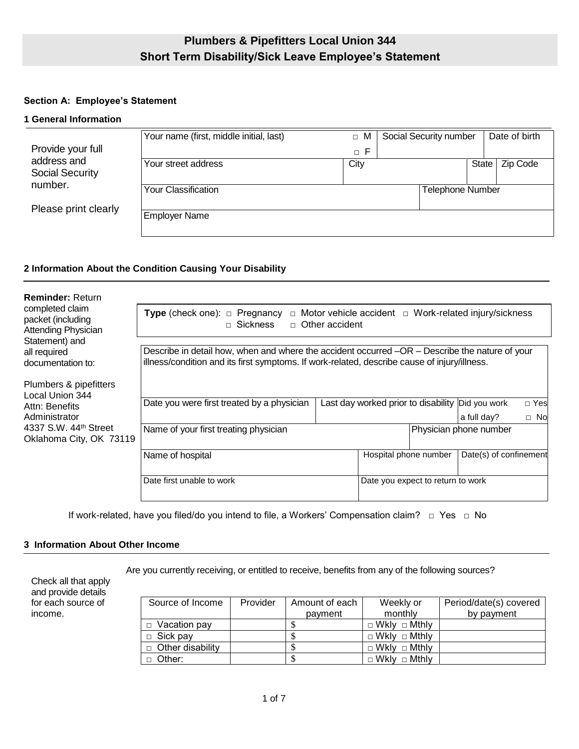# Plumbers & Pipefitters Local Union 344
## Short Term Disability/Sick Leave Employee's Statement

**Section A: Employee's Statement**

**1 General Information**

Provide your full address and Social Security number.

Please print clearly

| Your name (first, middle initial, last) | □ M □ F | Social Security number | Date of birth |
|---|---|---|---|
| | | | |

| Your street address | City | State | Zip Code |
|---|---|---|---|
| | | | |

| Your Classification | Telephone Number |
|---|---|
| | |

| Employer Name |
|---|
| |

**2 Information About the Condition Causing Your Disability**

**Reminder:** Return completed claim packet (including Attending Physician Statement) and all required documentation to:

Plumbers & pipefitters Local Union 344
Attn: Benefits Administrator
4337 S.W. 44th Street
Oklahoma City, OK 73119

**Type** (check one): □ Pregnancy □ Motor vehicle accident □ Work-related injury/sickness □ Sickness □ Other accident

Describe in detail how, when and where the accident occurred –OR – Describe the nature of your illness/condition and its first symptoms. If work-related, describe cause of injury/illness.

| Date you were first treated by a physician | Last day worked prior to disability | Did you work a full day? □ Yes □ No |
|---|---|---|
| | | |

| Name of your first treating physician | Physician phone number |
|---|---|
| | |

| Name of hospital | Hospital phone number | Date(s) of confinement |
|---|---|---|
| | | |

| Date first unable to work | Date you expect to return to work |
|---|---|
| | |

If work-related, have you filed/do you intend to file, a Workers' Compensation claim? □ Yes □ No

**3 Information About Other Income**

Check all that apply and provide details for each source of income.

Are you currently receiving, or entitled to receive, benefits from any of the following sources?

| Source of Income | Provider | Amount of each payment | Weekly or monthly | Period/date(s) covered by payment |
|---|---|---|---|---|
| □ Vacation pay | | $ | □ Wkly □ Mthly | |
| □ Sick pay | | $ | □ Wkly □ Mthly | |
| □ Other disability | | $ | □ Wkly □ Mthly | |
| □ Other: | | $ | □ Wkly □ Mthly | |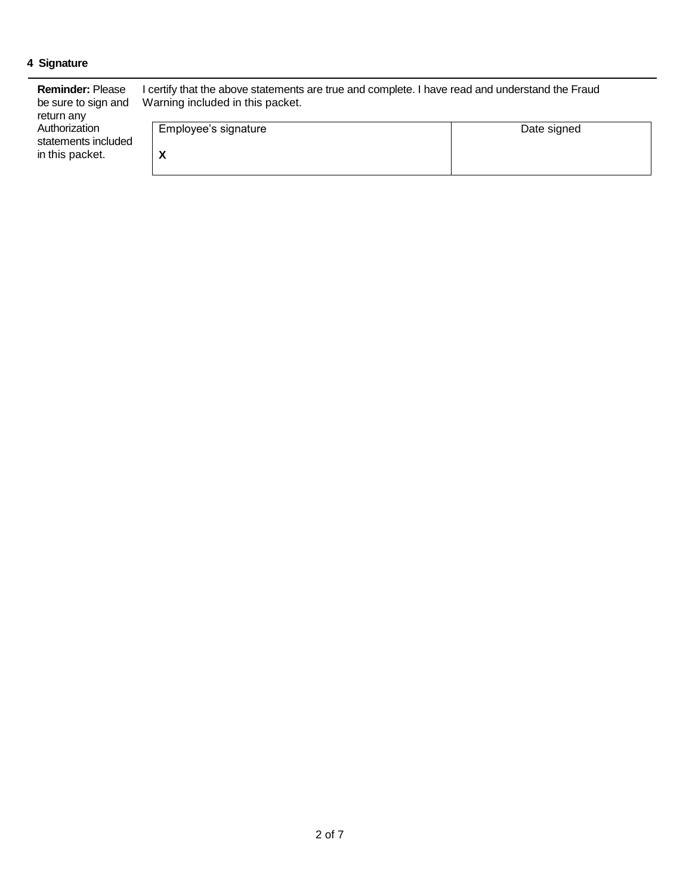## 4 Signature

**Reminder:** Please be sure to sign and return any Authorization statements included in this packet.

I certify that the above statements are true and complete. I have read and understand the Fraud Warning included in this packet.

| Employee's signature | Date signed |
|---|---|
| **X** | |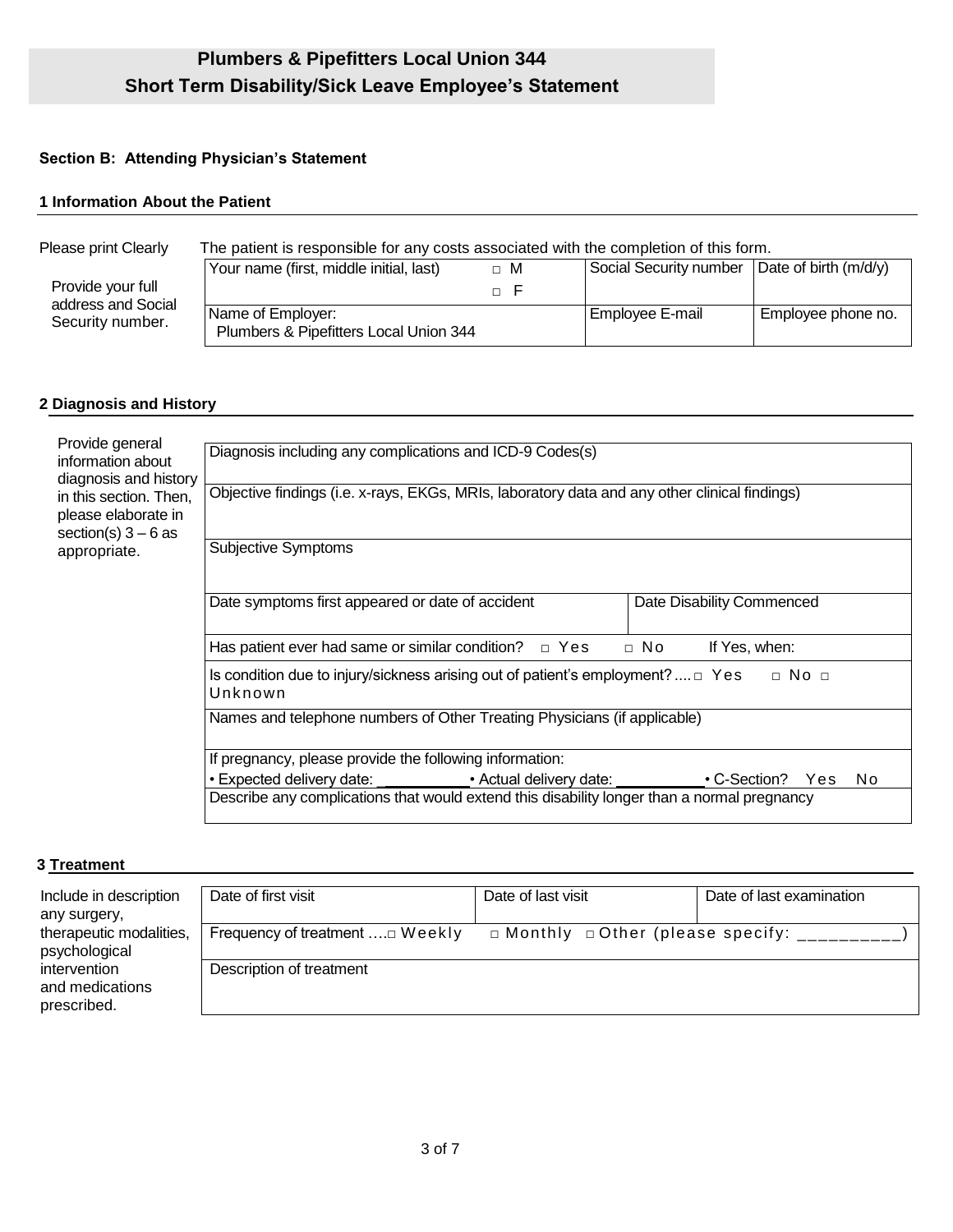# Plumbers & Pipefitters Local Union 344
# Short Term Disability/Sick Leave Employee's Statement

## Section B: Attending Physician's Statement

### 1 Information About the Patient

Please print Clearly

The patient is responsible for any costs associated with the completion of this form.

Provide your full address and Social Security number.

| Your name (first, middle initial, last) | □ M □ F | Social Security number | Date of birth (m/d/y) |
|---|---|---|---|
| Name of Employer: Plumbers & Pipefitters Local Union 344 | | Employee E-mail | Employee phone no. |

### 2 Diagnosis and History

Provide general information about diagnosis and history in this section. Then, please elaborate in section(s) 3 – 6 as appropriate.

| | |
|---|---|
| Diagnosis including any complications and ICD-9 Codes(s) | |
| Objective findings (i.e. x-rays, EKGs, MRIs, laboratory data and any other clinical findings) | |
| Subjective Symptoms | |
| Date symptoms first appeared or date of accident | Date Disability Commenced |
| Has patient ever had same or similar condition? □ Yes □ No If Yes, when: | |
| Is condition due to injury/sickness arising out of patient's employment? .... □ Yes □ No □ Unknown | |
| Names and telephone numbers of Other Treating Physicians (if applicable) | |
| If pregnancy, please provide the following information: • Expected delivery date: __________ • Actual delivery date: __________ • C-Section? Yes No | |
| Describe any complications that would extend this disability longer than a normal pregnancy | |

### 3 Treatment

Include in description any surgery, therapeutic modalities, psychological intervention and medications prescribed.

| Date of first visit | Date of last visit | Date of last examination |
|---|---|---|
| Frequency of treatment ....□ Weekly □ Monthly □ Other (please specify: __________) | | |
| Description of treatment | | |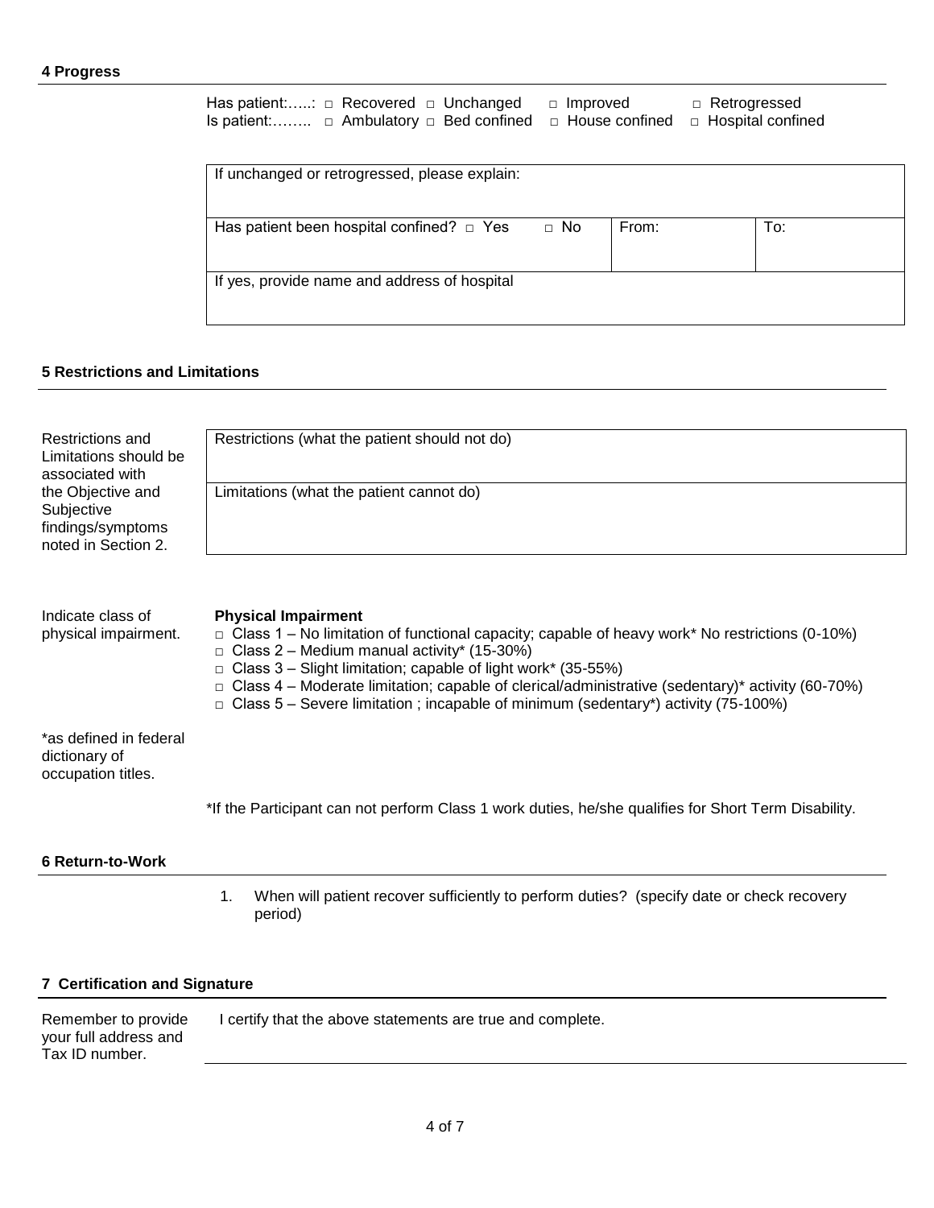## 4 Progress

Has patient:…..: □ Recovered □ Unchanged □ Improved □ Retrogressed
Is patient:…….. □ Ambulatory □ Bed confined □ House confined □ Hospital confined

| If unchanged or retrogressed, please explain: | | | |
|---|---|---|---|
| Has patient been hospital confined? □ Yes | □ No | From: | To: |
| If yes, provide name and address of hospital | | | |

## 5 Restrictions and Limitations

Restrictions and Limitations should be associated with the Objective and Subjective findings/symptoms noted in Section 2.

| Restrictions (what the patient should not do) |
|---|
| Limitations (what the patient cannot do) |

Indicate class of physical impairment.

**Physical Impairment**

- □ Class 1 – No limitation of functional capacity; capable of heavy work* No restrictions (0-10%)
- □ Class 2 – Medium manual activity* (15-30%)
- □ Class 3 – Slight limitation; capable of light work* (35-55%)
- □ Class 4 – Moderate limitation; capable of clerical/administrative (sedentary)* activity (60-70%)
- □ Class 5 – Severe limitation ; incapable of minimum (sedentary*) activity (75-100%)

*as defined in federal dictionary of occupation titles.

*If the Participant can not perform Class 1 work duties, he/she qualifies for Short Term Disability.

## 6 Return-to-Work

1. When will patient recover sufficiently to perform duties? (specify date or check recovery period)

## 7 Certification and Signature

Remember to provide your full address and Tax ID number.

I certify that the above statements are true and complete.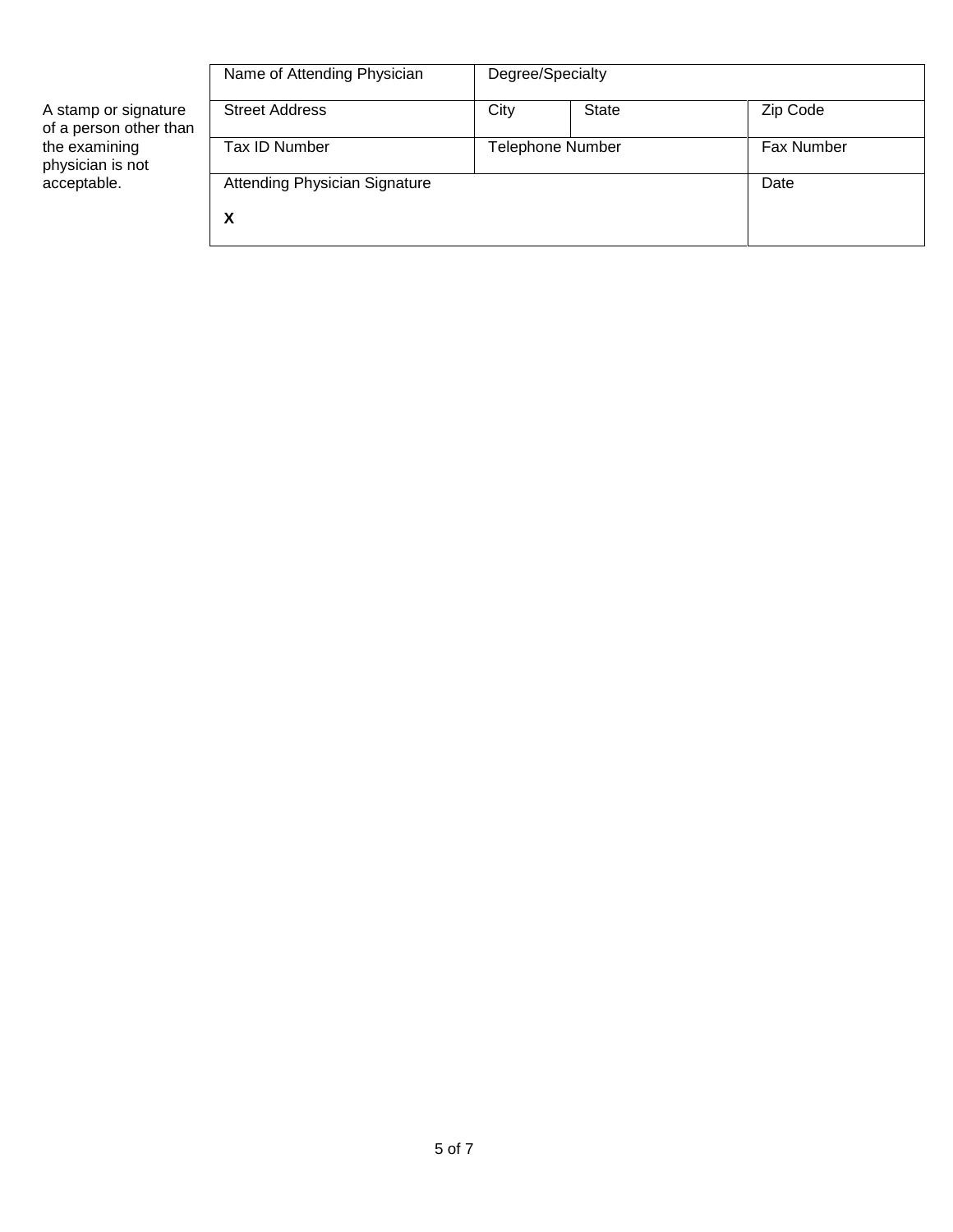A stamp or signature of a person other than the examining physician is not acceptable.

| Name of Attending Physician | Degree/Specialty | | |
|---|---|---|---|
| Street Address | City | State | Zip Code |
| Tax ID Number | Telephone Number | | Fax Number |
| Attending Physician Signature<br>**X** | | | Date |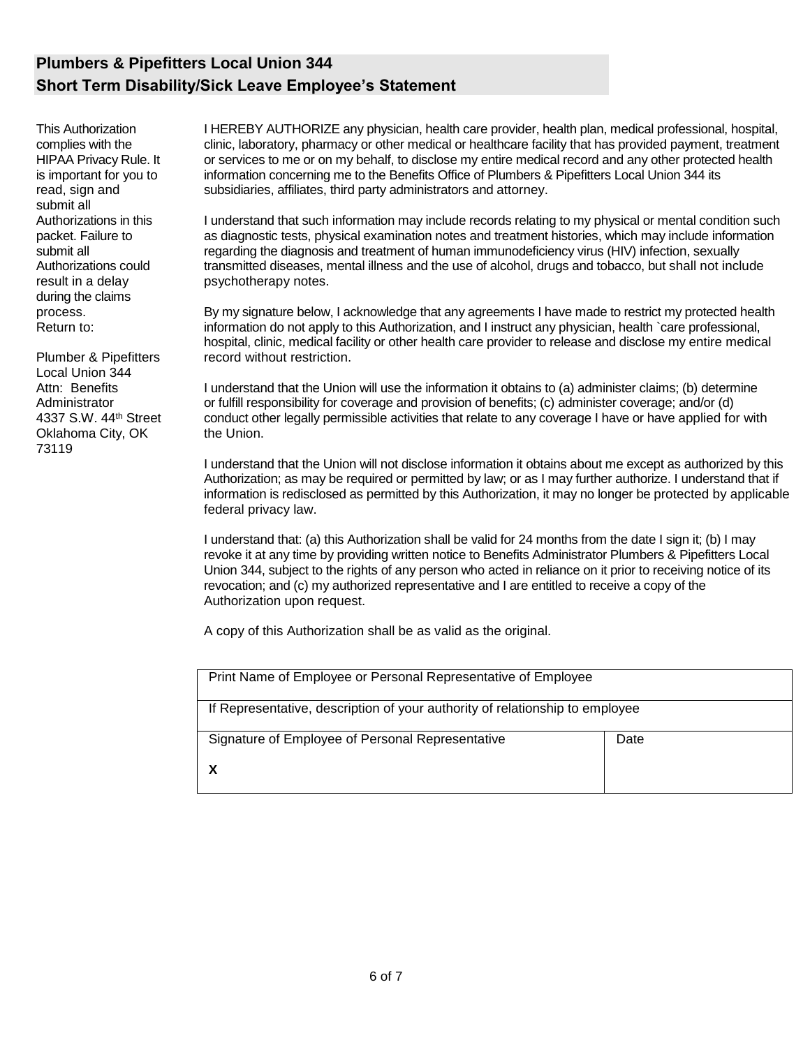## Plumbers & Pipefitters Local Union 344
## Short Term Disability/Sick Leave Employee's Statement

This Authorization complies with the HIPAA Privacy Rule. It is important for you to read, sign and submit all Authorizations in this packet. Failure to submit all Authorizations could result in a delay during the claims process.
Return to:

Plumber & Pipefitters Local Union 344
Attn: Benefits Administrator
4337 S.W. 44th Street
Oklahoma City, OK 73119

I HEREBY AUTHORIZE any physician, health care provider, health plan, medical professional, hospital, clinic, laboratory, pharmacy or other medical or healthcare facility that has provided payment, treatment or services to me or on my behalf, to disclose my entire medical record and any other protected health information concerning me to the Benefits Office of Plumbers & Pipefitters Local Union 344 its subsidiaries, affiliates, third party administrators and attorney.

I understand that such information may include records relating to my physical or mental condition such as diagnostic tests, physical examination notes and treatment histories, which may include information regarding the diagnosis and treatment of human immunodeficiency virus (HIV) infection, sexually transmitted diseases, mental illness and the use of alcohol, drugs and tobacco, but shall not include psychotherapy notes.

By my signature below, I acknowledge that any agreements I have made to restrict my protected health information do not apply to this Authorization, and I instruct any physician, health `care professional, hospital, clinic, medical facility or other health care provider to release and disclose my entire medical record without restriction.

I understand that the Union will use the information it obtains to (a) administer claims; (b) determine or fulfill responsibility for coverage and provision of benefits; (c) administer coverage; and/or (d) conduct other legally permissible activities that relate to any coverage I have or have applied for with the Union.

I understand that the Union will not disclose information it obtains about me except as authorized by this Authorization; as may be required or permitted by law; or as I may further authorize. I understand that if information is redisclosed as permitted by this Authorization, it may no longer be protected by applicable federal privacy law.

I understand that: (a) this Authorization shall be valid for 24 months from the date I sign it; (b) I may revoke it at any time by providing written notice to Benefits Administrator Plumbers & Pipefitters Local Union 344, subject to the rights of any person who acted in reliance on it prior to receiving notice of its revocation; and (c) my authorized representative and I are entitled to receive a copy of the Authorization upon request.

A copy of this Authorization shall be as valid as the original.

| Print Name of Employee or Personal Representative of Employee | |
|---|---|
| If Representative, description of your authority of relationship to employee | |
| Signature of Employee of Personal Representative<br><br>**X** | Date |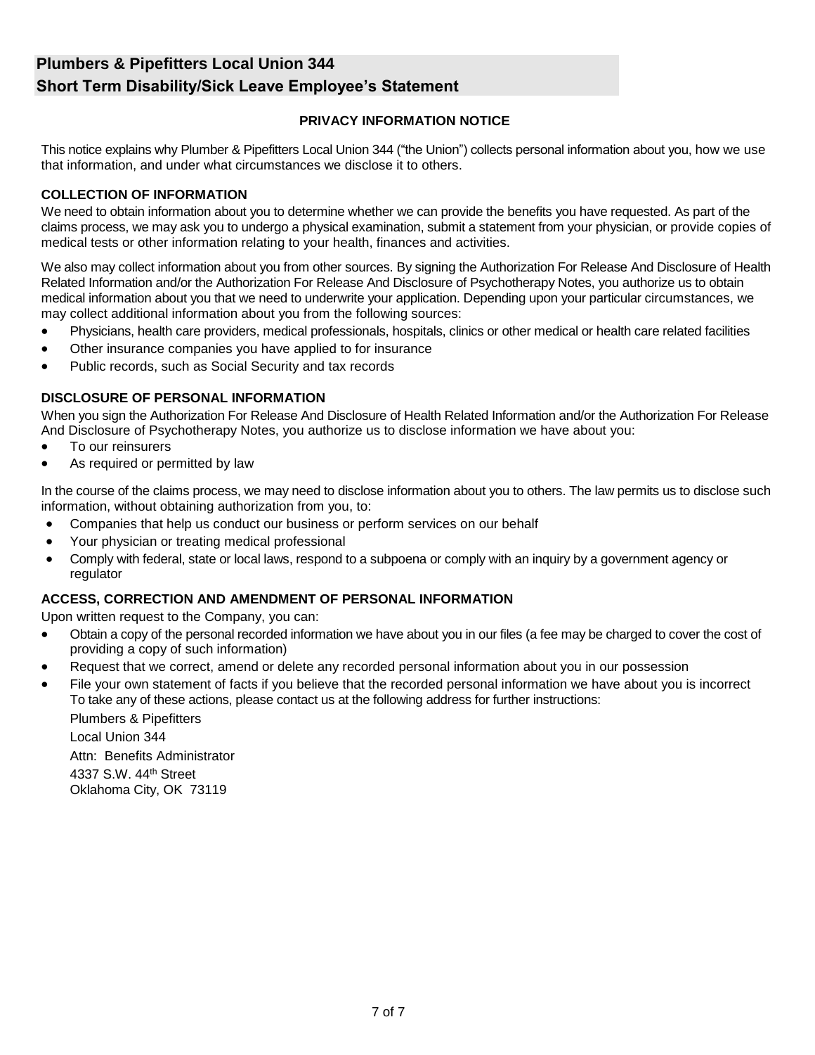## Plumbers & Pipefitters Local Union 344
## Short Term Disability/Sick Leave Employee's Statement

### PRIVACY INFORMATION NOTICE

This notice explains why Plumber & Pipefitters Local Union 344 ("the Union") collects personal information about you, how we use that information, and under what circumstances we disclose it to others.

#### COLLECTION OF INFORMATION

We need to obtain information about you to determine whether we can provide the benefits you have requested. As part of the claims process, we may ask you to undergo a physical examination, submit a statement from your physician, or provide copies of medical tests or other information relating to your health, finances and activities.

We also may collect information about you from other sources. By signing the Authorization For Release And Disclosure of Health Related Information and/or the Authorization For Release And Disclosure of Psychotherapy Notes, you authorize us to obtain medical information about you that we need to underwrite your application. Depending upon your particular circumstances, we may collect additional information about you from the following sources:

- Physicians, health care providers, medical professionals, hospitals, clinics or other medical or health care related facilities
- Other insurance companies you have applied to for insurance
- Public records, such as Social Security and tax records

#### DISCLOSURE OF PERSONAL INFORMATION

When you sign the Authorization For Release And Disclosure of Health Related Information and/or the Authorization For Release And Disclosure of Psychotherapy Notes, you authorize us to disclose information we have about you:

- To our reinsurers
- As required or permitted by law

In the course of the claims process, we may need to disclose information about you to others. The law permits us to disclose such information, without obtaining authorization from you, to:

- Companies that help us conduct our business or perform services on our behalf
- Your physician or treating medical professional
- Comply with federal, state or local laws, respond to a subpoena or comply with an inquiry by a government agency or regulator

#### ACCESS, CORRECTION AND AMENDMENT OF PERSONAL INFORMATION

Upon written request to the Company, you can:

- Obtain a copy of the personal recorded information we have about you in our files (a fee may be charged to cover the cost of providing a copy of such information)
- Request that we correct, amend or delete any recorded personal information about you in our possession
- File your own statement of facts if you believe that the recorded personal information we have about you is incorrect

To take any of these actions, please contact us at the following address for further instructions:

Plumbers & Pipefitters
Local Union 344
Attn: Benefits Administrator
4337 S.W. 44th Street
Oklahoma City, OK 73119